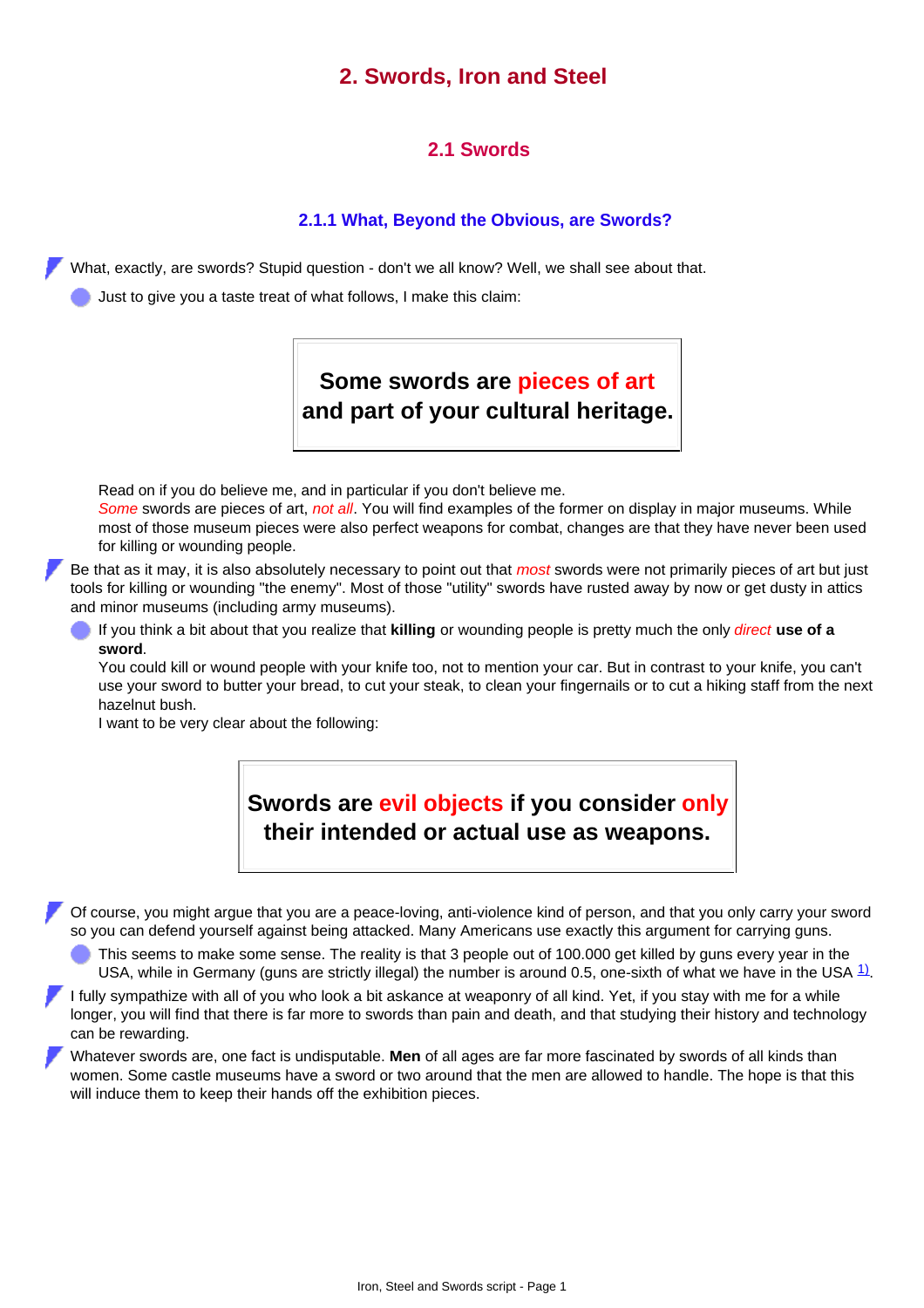# 2. Swords, Iron and Steel

## 2.1 Swords

### 2.1.1 What, Beyond the Obvious, are Swords?

- What, exactly, are swords? Stupid question - don't we all know? Well, we shall see about that.
  - Just to give you a taste treat of what follows, I make this claim:

> **Some swords are pieces of art and part of your cultural heritage.**

  Read on if you do believe me, and in particular if you don't believe me.
  *Some* swords are pieces of art, *not all*. You will find examples of the former on display in major museums. While most of those museum pieces were also perfect weapons for combat, changes are that they have never been used for killing or wounding people.

- Be that as it may, it is also absolutely necessary to point out that *most* swords were not primarily pieces of art but just tools for killing or wounding "the enemy". Most of those "utility" swords have rusted away by now or get dusty in attics and minor museums (including army museums).
  - If you think a bit about that you realize that **killing** or wounding people is pretty much the only *direct* **use of a sword**.
    You could kill or wound people with your knife too, not to mention your car. But in contrast to your knife, you can't use your sword to butter your bread, to cut your steak, to clean your fingernails or to cut a hiking staff from the next hazelnut bush.
    I want to be very clear about the following:

> **Swords are evil objects if you consider only their intended or actual use as weapons.**

- Of course, you might argue that you are a peace-loving, anti-violence kind of person, and that you only carry your sword so you can defend yourself against being attacked. Many Americans use exactly this argument for carrying guns.
  - This seems to make some sense. The reality is that 3 people out of 100.000 get killed by guns every year in the USA, while in Germany (guns are strictly illegal) the number is around 0.5, one-sixth of what we have in the USA [1].
- I fully sympathize with all of you who look a bit askance at weaponry of all kind. Yet, if you stay with me for a while longer, you will find that there is far more to swords than pain and death, and that studying their history and technology can be rewarding.
- Whatever swords are, one fact is undisputable. **Men** of all ages are far more fascinated by swords of all kinds than women. Some castle museums have a sword or two around that the men are allowed to handle. The hope is that this will induce them to keep their hands off the exhibition pieces.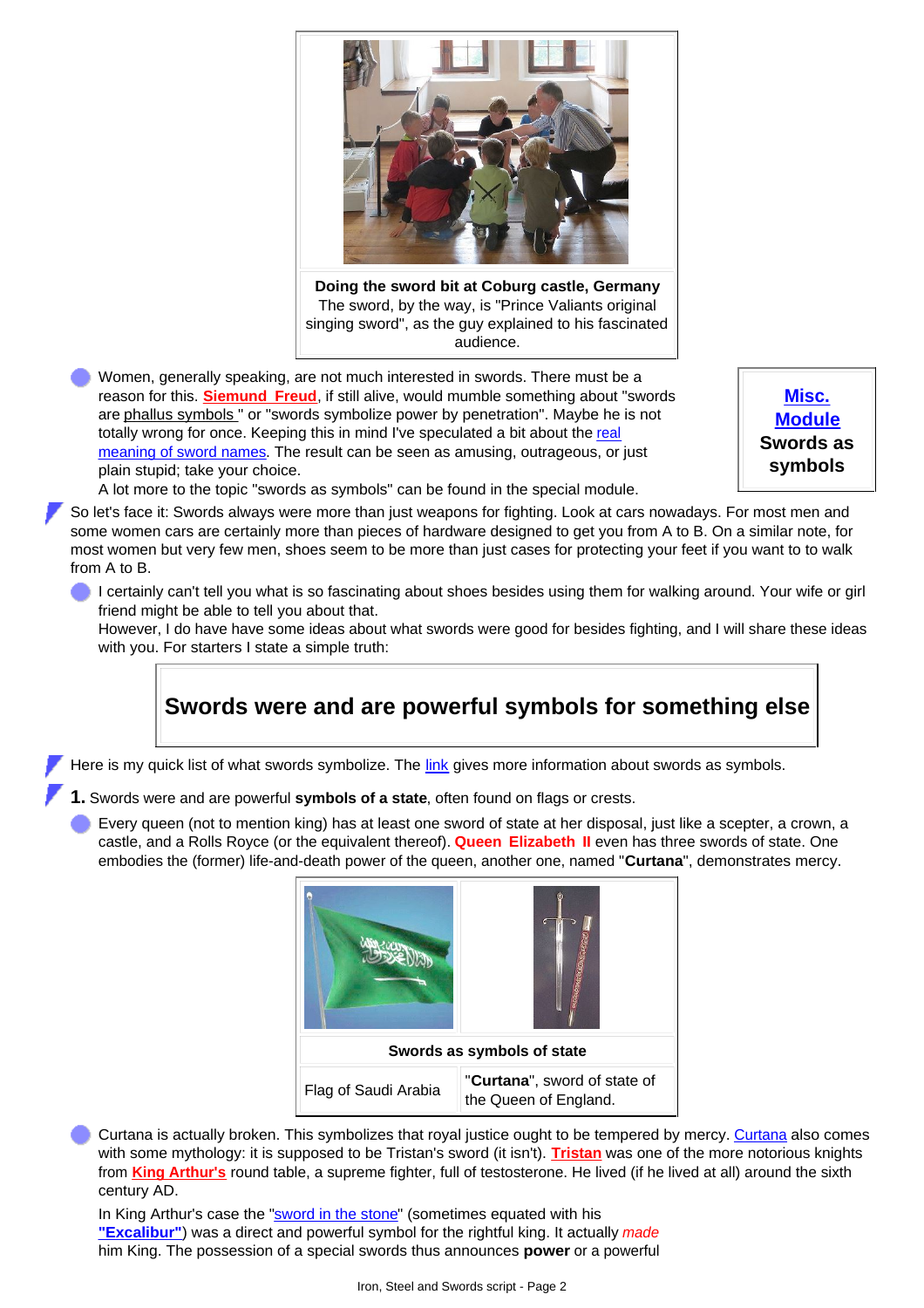**Doing the sword bit at Coburg castle, Germany**
The sword, by the way, is "Prince Valiants original singing sword", as the guy explained to his fascinated audience.

**Misc. Module**
**Swords as symbols**

- Women, generally speaking, are not much interested in swords. There must be a reason for this. **Siemund Freud**, if still alive, would mumble something about "swords are phallus symbols " or "swords symbolize power by penetration". Maybe he is not totally wrong for once. Keeping this in mind I've speculated a bit about the real meaning of sword names. The result can be seen as amusing, outrageous, or just plain stupid; take your choice.
  A lot more to the topic "swords as symbols" can be found in the special module.

So let's face it: Swords always were more than just weapons for fighting. Look at cars nowadays. For most men and some women cars are certainly more than pieces of hardware designed to get you from A to B. On a similar note, for most women but very few men, shoes seem to be more than just cases for protecting your feet if you want to to walk from A to B.

- I certainly can't tell you what is so fascinating about shoes besides using them for walking around. Your wife or girl friend might be able to tell you about that.
  However, I do have have some ideas about what swords were good for besides fighting, and I will share these ideas with you. For starters I state a simple truth:

## Swords were and are powerful symbols for something else

Here is my quick list of what swords symbolize. The link gives more information about swords as symbols.

**1.** Swords were and are powerful **symbols of a state**, often found on flags or crests.

- Every queen (not to mention king) has at least one sword of state at her disposal, just like a scepter, a crown, a castle, and a Rolls Royce (or the equivalent thereof). **Queen Elizabeth II** even has three swords of state. One embodies the (former) life-and-death power of the queen, another one, named "**Curtana**", demonstrates mercy.

| Swords as symbols of state | |
|---|---|
| Flag of Saudi Arabia | "**Curtana**", sword of state of the Queen of England. |

- Curtana is actually broken. This symbolizes that royal justice ought to be tempered by mercy. Curtana also comes with some mythology: it is supposed to be Tristan's sword (it isn't'). **Tristan** was one of the more notorious knights from **King Arthur's** round table, a supreme fighter, full of testosterone. He lived (if he lived at all) around the sixth century AD.

  In King Arthur's case the "sword in the stone" (sometimes equated with his **"Excalibur"**) was a direct and powerful symbol for the rightful king. It actually *made* him King. The possession of a special swords thus announces **power** or a powerful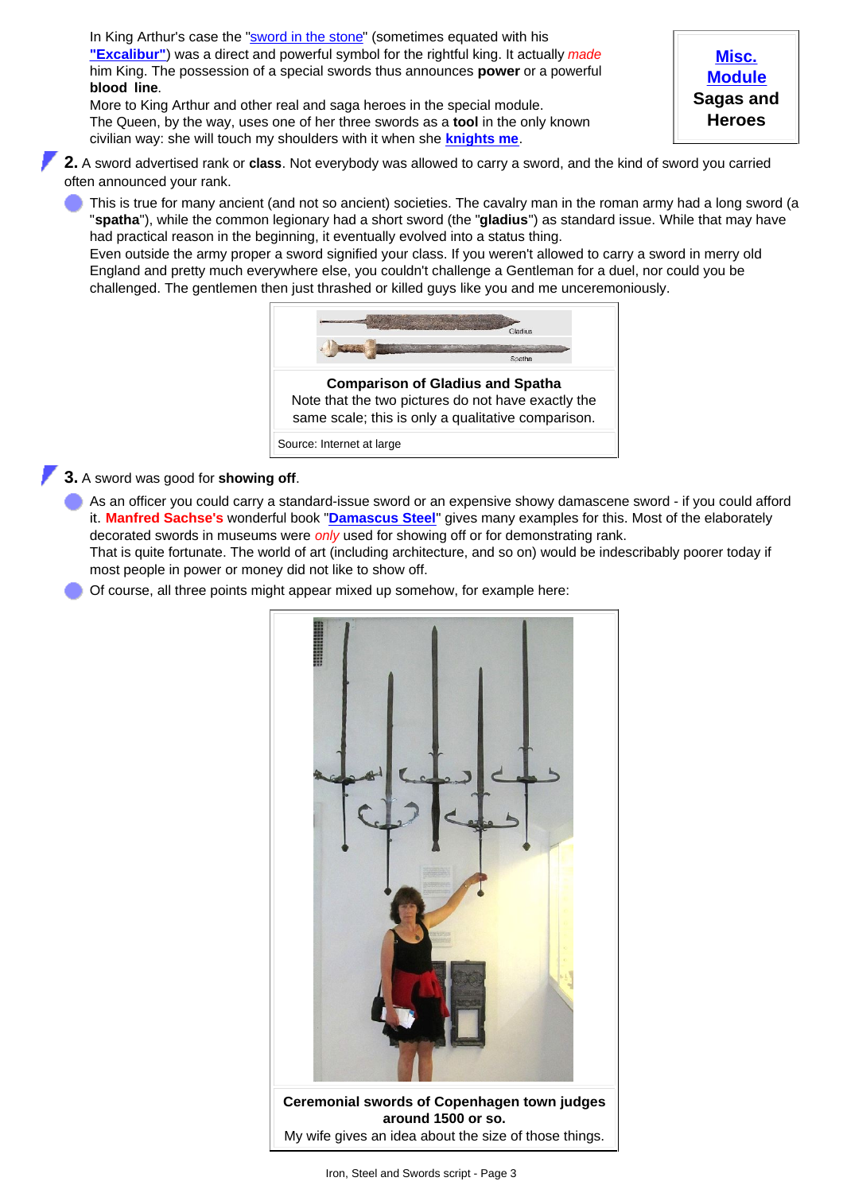In King Arthur's case the "sword in the stone" (sometimes equated with his **"Excalibur"**) was a direct and powerful symbol for the rightful king. It actually *made* him King. The possession of a special swords thus announces **power** or a powerful **blood line**.
More to King Arthur and other real and saga heroes in the special module.
The Queen, by the way, uses one of her three swords as a **tool** in the only known civilian way: she will touch my shoulders with it when she **knights me**.

**Misc. Module**
**Sagas and Heroes**

**2.** A sword advertised rank or **class**. Not everybody was allowed to carry a sword, and the kind of sword you carried often announced your rank.

- This is true for many ancient (and not so ancient) societies. The cavalry man in the roman army had a long sword (a "**spatha**"), while the common legionary had a short sword (the "**gladius**") as standard issue. While that may have had practical reason in the beginning, it eventually evolved into a status thing.
  Even outside the army proper a sword signified your class. If you weren't allowed to carry a sword in merry old England and pretty much everywhere else, you couldn't challenge a Gentleman for a duel, nor could you be challenged. The gentlemen then just thrashed or killed guys like you and me unceremoniously.

Gladius
Spatha

**Comparison of Gladius and Spatha**
Note that the two pictures do not have exactly the same scale; this is only a qualitative comparison.

Source: Internet at large

**3.** A sword was good for **showing off**.

- As an officer you could carry a standard-issue sword or an expensive showy damascene sword - if you could afford it. **Manfred Sachse's** wonderful book "**Damascus Steel**" gives many examples for this. Most of the elaborately decorated swords in museums were *only* used for showing off or for demonstrating rank.
  That is quite fortunate. The world of art (including architecture, and so on) would be indescribably poorer today if most people in power or money did not like to show off.
- Of course, all three points might appear mixed up somehow, for example here:

**Ceremonial swords of Copenhagen town judges around 1500 or so.**
My wife gives an idea about the size of those things.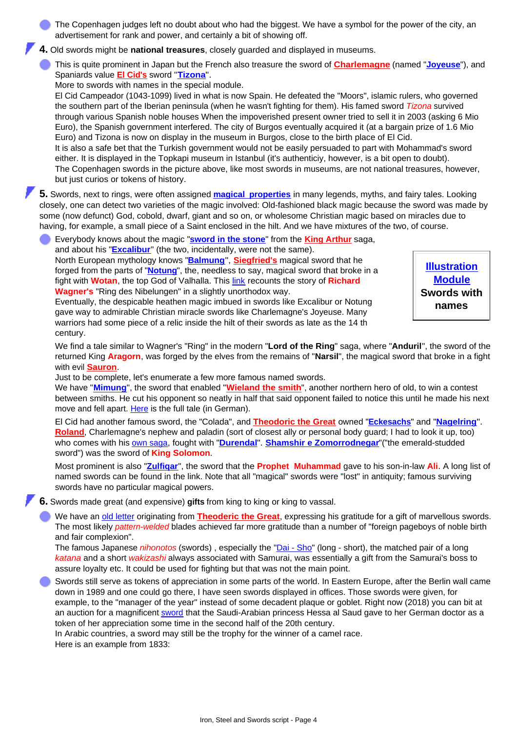- The Copenhagen judges left no doubt about who had the biggest. We have a symbol for the power of the city, an advertisement for rank and power, and certainly a bit of showing off.

**4.** Old swords might be **national treasures**, closely guarded and displayed in museums.

- This is quite prominent in Japan but the French also treasure the sword of **Charlemagne** (named "**Joyeuse**"), and Spaniards value **El Cid's** sword "**Tizona**".
  More to swords with names in the special module.
  El Cid Campeador (1043-1099) lived in what is now Spain. He defeated the "Moors", islamic rulers, who governed the southern part of the Iberian peninsula (when he wasn't fighting for them). His famed sword *Tizona* survived through various Spanish noble houses When the impoverished present owner tried to sell it in 2003 (asking 6 Mio Euro), the Spanish government interfered. The city of Burgos eventually acquired it (at a bargain prize of 1.6 Mio Euro) and Tizona is now on display in the museum in Burgos, close to the birth place of El Cid.
  It is also a safe bet that the Turkish government would not be easily persuaded to part with Mohammad's sword either. It is displayed in the Topkapi museum in Istanbul (it's authenticiy, however, is a bit open to doubt).
  The Copenhagen swords in the picture above, like most swords in museums, are not national treasures, however, but just curios or tokens of history.

**5.** Swords, next to rings, were often assigned **magical properties** in many legends, myths, and fairy tales. Looking closely, one can detect two varieties of the magic involved: Old-fashioned black magic because the sword was made by some (now defunct) God, cobold, dwarf, giant and so on, or wholesome Christian magic based on miracles due to having, for example, a small piece of a Saint enclosed in the hilt. And we have mixtures of the two, of course.

- Everybody knows about the magic "**sword in the stone**" from the **King Arthur** saga, and about his "**Excalibur**" (the two, incidentally, were not the same).
  North European mythology knows "**Balmung**", **Siegfried's** magical sword that he forged from the parts of "**Notung**", the, needless to say, magical sword that broke in a fight with **Wotan**, the top God of Valhalla. This link recounts the story of **Richard Wagner's** "Ring des Nibelungen" in a slightly unorthodox way.
  Eventually, the despicable heathen magic imbued in swords like Excalibur or Notung gave way to admirable Christian miracle swords like Charlemagne's Joyeuse. Many warriors had some piece of a relic inside the hilt of their swords as late as the 14 th century.

  **Illustration Module**
  **Swords with names**

  We find a tale similar to Wagner's "Ring" in the modern "**Lord of the Ring**" saga, where "**Anduril**", the sword of the returned King **Aragorn**, was forged by the elves from the remains of "**Narsil**", the magical sword that broke in a fight with evil **Sauron**.
  Just to be complete, let's enumerate a few more famous named swords.
  We have "**Mimung**", the sword that enabled "**Wieland the smith**", another northern hero of old, to win a contest between smiths. He cut his opponent so neatly in half that said opponent failed to notice this until he made his next move and fell apart. Here is the full tale (in German).

  El Cid had another famous sword, the "Colada", and **Theodoric the Great** owned "**Eckesachs**" and "**Nagelring**". **Roland**, Charlemagne's nephew and paladin (sort of closest ally or personal body guard; I had to look it up, too) who comes with his own saga, fought with "**Durendal**". **Shamshir e Zomorrodnegar**"("the emerald-studded sword") was the sword of **King Solomon**.

  Most prominent is also "**Zulfiqar**", the sword that the **Prophet Muhammad** gave to his son-in-law **Ali**. A long list of named swords can be found in the link. Note that all "magical" swords were "lost" in antiquity; famous surviving swords have no particular magical powers.

**6.** Swords made great (and expensive) **gifts** from king to king or king to vassal.

- We have an old letter originating from **Theoderic the Great**, expressing his gratitude for a gift of marvellous swords. The most likely *pattern-welded* blades achieved far more gratitude than a number of "foreign pageboys of noble birth and fair complexion".
  The famous Japanese *nihonotos* (swords) , especially the "Dai - Sho" (long - short), the matched pair of a long *katana* and a short *wakizashi* always associated with Samurai, was essentially a gift from the Samurai's boss to assure loyalty etc. It could be used for fighting but that was not the main point.

- Swords still serve as tokens of appreciation in some parts of the world. In Eastern Europe, after the Berlin wall came down in 1989 and one could go there, I have seen swords displayed in offices. Those swords were given, for example, to the "manager of the year" instead of some decadent plaque or goblet. Right now (2018) you can bit at an auction for a magnificent sword that the Saudi-Arabian princess Hessa al Saud gave to her German doctor as a token of her appreciation some time in the second half of the 20th century.
  In Arabic countries, a sword may still be the trophy for the winner of a camel race.
  Here is an example from 1833: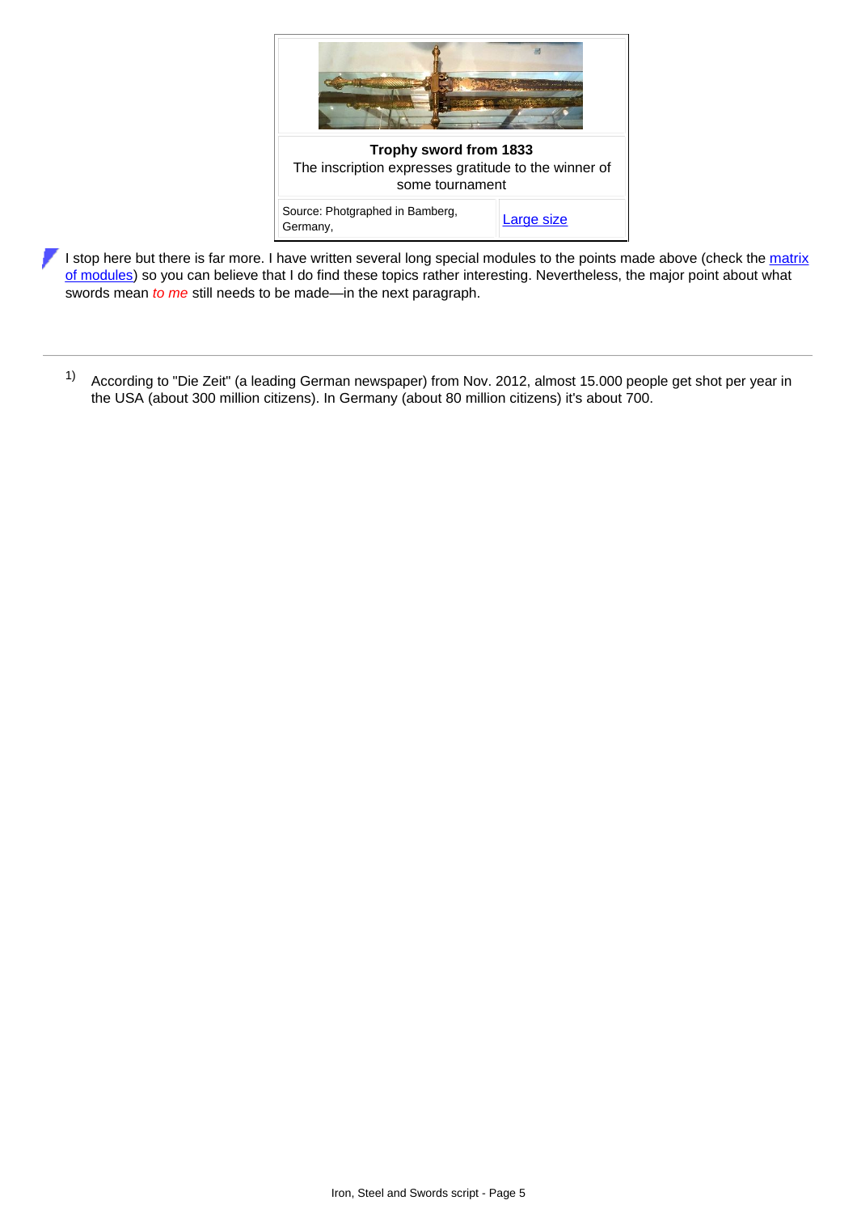**Trophy sword from 1833**
The inscription expresses gratitude to the winner of some tournament

Source: Photgraphed in Bamberg, Germany,

Large size

I stop here but there is far more. I have written several long special modules to the points made above (check the matrix of modules) so you can believe that I do find these topics rather interesting. Nevertheless, the major point about what swords mean *to me* still needs to be made—in the next paragraph.

---

[1] According to "Die Zeit" (a leading German newspaper) from Nov. 2012, almost 15.000 people get shot per year in the USA (about 300 million citizens). In Germany (about 80 million citizens) it's about 700.